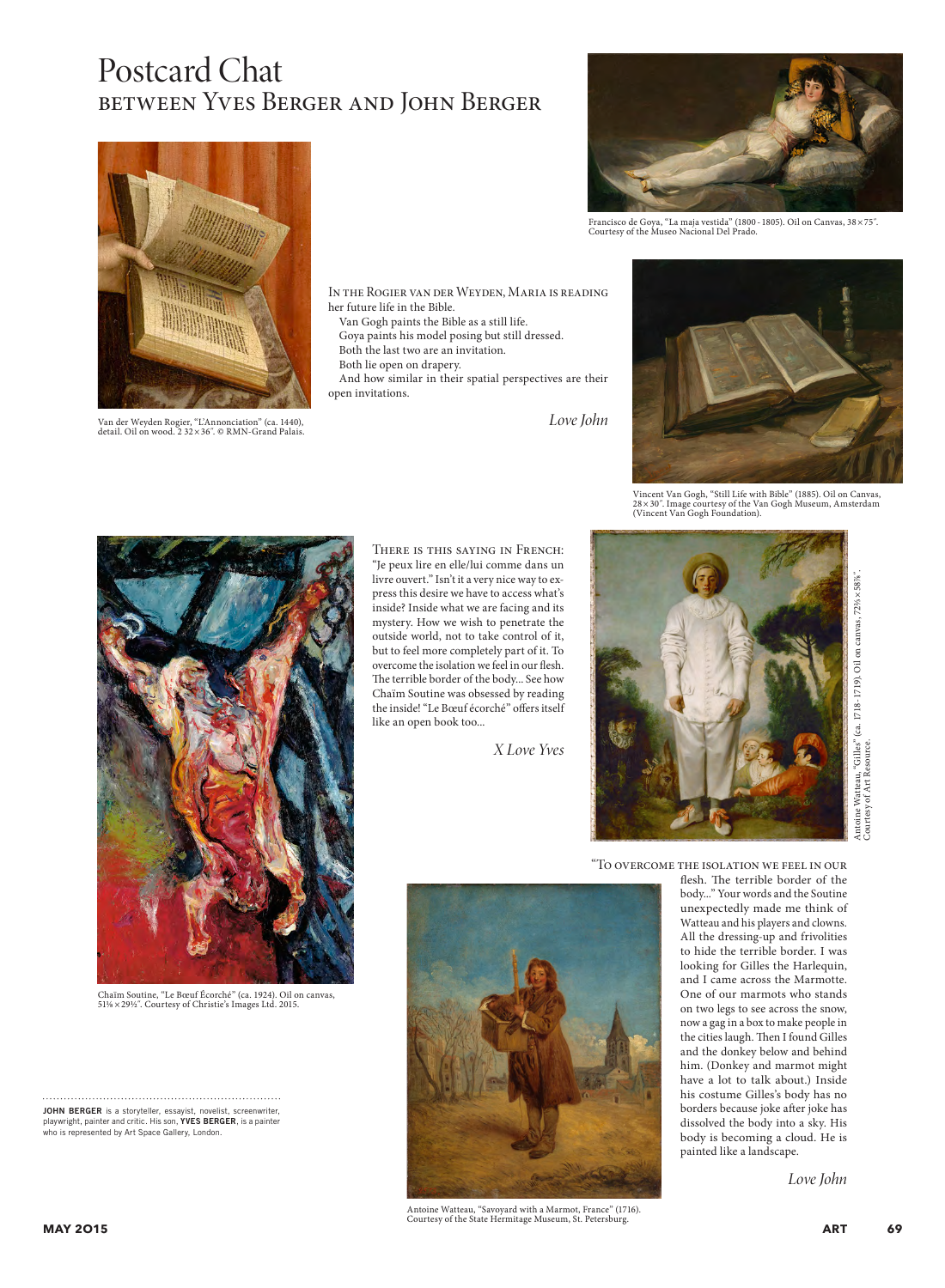# Postcard Chat

## between Yves Berger and John Berger

Van der Weyden Rogier, "L'Annonciation" (ca. 1440), detail. Oil on wood. 2 32×36". © RMN-Grand Palais.

Francisco de Goya, "La maja vestida" (1800 - 1805). Oil on Canvas, 38×75". Courtesy of the Museo Nacional Del Prado.

In the Rogier van der Weyden, Maria is reading her future life in the Bible.

Van Gogh paints the Bible as a still life.

Goya paints his model posing but still dressed.

Both the last two are an invitation.

Both lie open on drapery.

And how similar in their spatial perspectives are their open invitations.

*Love John*

Vincent Van Gogh, "Still Life with Bible" (1885). Oil on Canvas, 28×30". Image courtesy of the Van Gogh Museum, Amsterdam (Vincent Van Gogh Foundation).

There is this saying in French: "Je peux lire en elle/lui comme dans un livre ouvert." Isn't it a very nice way to express this desire we have to access what's inside? Inside what we are facing and its mystery. How we wish to penetrate the outside world, not to take control of it, but to feel more completely part of it. To overcome the isolation we feel in our flesh. The terrible border of the body... See how Chaïm Soutine was obsessed by reading the inside! "Le Bœuf écorché" offers itself like an open book too...

*X Love Yves*

Chaïm Soutine, "Le Bœuf Écorché" (ca. 1924). Oil on canvas, 51⅛×29½". Courtesy of Christie's Images Ltd. 2015.

Antoine Watteau, "Gilles" (ca. 1718 - 1719). Oil on canvas, 72⅝×58⅞". Courtesy of Art Resource.

"To overcome the isolation we feel in our flesh. The terrible border of the body..." Your words and the Soutine unexpectedly made me think of Watteau and his players and clowns. All the dressing-up and frivolities to hide the terrible border. I was looking for Gilles the Harlequin, and I came across the Marmotte. One of our marmots who stands on two legs to see across the snow, now a gag in a box to make people in the cities laugh. Then I found Gilles and the donkey below and behind him. (Donkey and marmot might have a lot to talk about.) Inside his costume Gilles's body has no borders because joke after joke has dissolved the body into a sky. His body is becoming a cloud. He is painted like a landscape.

*Love John*

Antoine Watteau, "Savoyard with a Marmot, France" (1716). Courtesy of the State Hermitage Museum, St. Petersburg.

**JOHN BERGER** is a storyteller, essayist, novelist, screenwriter, playwright, painter and critic. His son, **YVES BERGER**, is a painter who is represented by Art Space Gallery, London.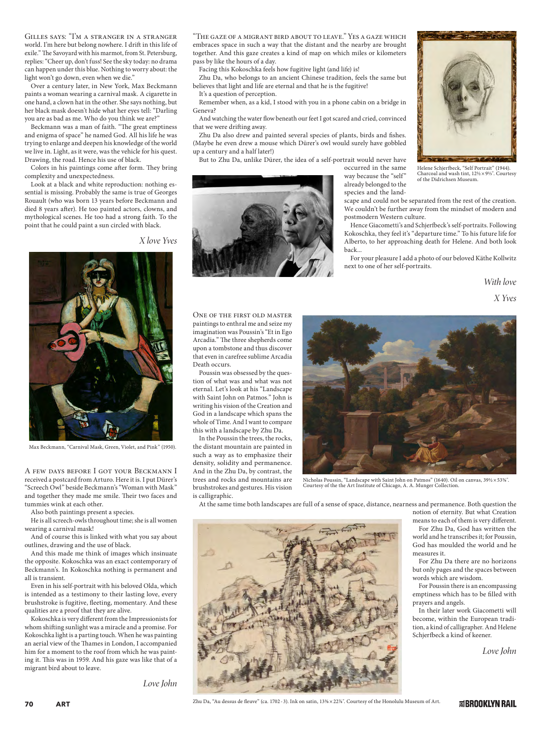Gilles says: "I'm a stranger in a stranger world. I'm here but belong nowhere. I drift in this life of exile." The Savoyard with his marmot, from St. Petersburg, replies: "Cheer up, don't fuss! See the sky today: no drama can happen under this blue. Nothing to worry about: the light won't go down, even when we die."

Over a century later, in New York, Max Beckmann paints a woman wearing a carnival mask. A cigarette in one hand, a clown hat in the other. She says nothing, but her black mask doesn't hide what her eyes tell: "Darling you are as bad as me. Who do you think we are?"

Beckmann was a man of faith. "The great emptiness and enigma of space" he named God. All his life he was trying to enlarge and deepen his knowledge of the world we live in. Light, as it were, was the vehicle for his quest. Drawing, the road. Hence his use of black.

Colors in his paintings come after form. They bring complexity and unexpectedness.

Look at a black and white reproduction: nothing essential is missing. Probably the same is true of Georges Rouault (who was born 13 years before Beckmann and died 8 years after). He too painted actors, clowns, and mythological scenes. He too had a strong faith. To the point that he could paint a sun circled with black.

*X love Yves*

Max Beckmann, "Carnival Mask, Green, Violet, and Pink" (1950).

A few days before I got your Beckmann I received a postcard from Arturo. Here it is. I put Dürer's "Screech Owl" beside Beckmann's "Woman with Mask" and together they made me smile. Their two faces and tummies wink at each other.

Also both paintings present a species.

He is all screech-owls throughout time; she is all women wearing a carnival mask!

And of course this is linked with what you say about outlines, drawing and the use of black.

And this made me think of images which insinuate the opposite. Kokoschka was an exact contemporary of Beckmann's. In Kokoschka nothing is permanent and all is transient.

Even in his self-portrait with his beloved Olda, which is intended as a testimony to their lasting love, every brushstroke is fugitive, fleeting, momentary. And these qualities are a proof that they are alive.

Kokoschka is very different from the Impressionists for whom shifting sunlight was a miracle and a promise. For Kokoschka light is a parting touch. When he was painting an aerial view of the Thames in London, I accompanied him for a moment to the roof from which he was painting it. This was in 1959. And his gaze was like that of a migrant bird about to leave.

*Love John*

"The gaze of a migrant bird about to leave." Yes a gaze which embraces space in such a way that the distant and the nearby are brought together. And this gaze creates a kind of map on which miles or kilometers pass by like the hours of a day.

Facing this Kokoschka feels how fugitive light (and life) is!

Zhu Da, who belongs to an ancient Chinese tradition, feels the same but believes that light and life are eternal and that he is the fugitive!

It's a question of perception.

Remember when, as a kid, I stood with you in a phone cabin on a bridge in Geneva?

And watching the water flow beneath our feet I got scared and cried, convinced that we were drifting away.

Zhu Da also drew and painted several species of plants, birds and fishes. (Maybe he even drew a mouse which Dürer's owl would surely have gobbled up a century and a half later!)

But to Zhu Da, unlike Dürer, the idea of a self-portrait would never have occurred in the same way because the "self" already belonged to the species and the landscape and could not be separated from the rest of the creation. We couldn't be further away from the mindset of modern and postmodern Western culture.

Helene Schjerfbeck, "Self Portrait" (1944). Charcoal and wash tint, 12½ × 9⅝". Courtesy of the Didrichsen Museum.

Hence Giacometti's and Schjerfbeck's self-portraits. Following Kokoschka, they feel it's "departure time." To his future life for Alberto, to her approaching death for Helene. And both look back...

For your pleasure I add a photo of our beloved Käthe Kollwitz next to one of her self-portraits.

*With love*

*X Yves*

One of the first Old Master paintings to enthral me and seize my imagination was Poussin's "Et in Ego Arcadia." The three shepherds come upon a tombstone and thus discover that even in carefree sublime Arcadia Death occurs.

Poussin was obsessed by the question of what was and what was not eternal. Let's look at his "Landscape with Saint John on Patmos." John is writing his vision of the Creation and God in a landscape which spans the whole of Time. And I want to compare this with a landscape by Zhu Da.

In the Poussin the trees, the rocks, the distant mountain are painted in such a way as to emphasize their density, solidity and permanence. And in the Zhu Da, by contrast, the trees and rocks and mountains are brushstrokes and gestures. His vision is calligraphic.

Nicholas Poussin, "Landscape with Saint John on Patmos" (1640). Oil on canvas, 39½ × 53⅝". Courtesy of the Art Institute of Chicago, A. A. Munger Collection.

At the same time both landscapes are full of a sense of space, distance, nearness and permanence. Both question the notion of eternity. But what Creation means to each of them is very different.

For Zhu Da, God has written the world and he transcribes it; for Poussin, God has moulded the world and he measures it.

For Zhu Da there are no horizons but only pages and the spaces between words which are wisdom.

For Poussin there is an encompassing emptiness which has to be filled with prayers and angels.

In their later work Giacometti will become, within the European tradition, a kind of calligrapher. And Helene Schjerfbeck a kind of keener.

*Love John*

Zhu Da, "Au dessus de fleuve" (ca. 1702-3). Ink on satin, 13⅝ × 22⅞". Courtesy of the Honolulu Museum of Art.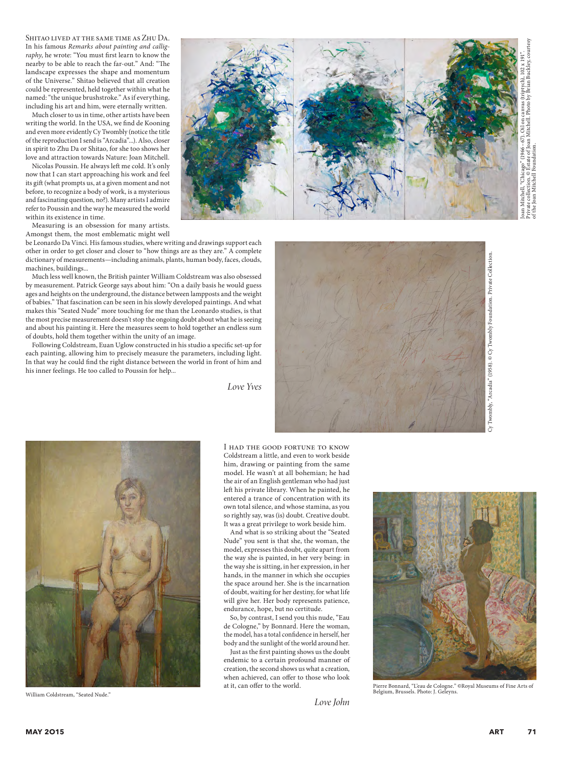Shitao lived at the same time as Zhu Da. In his famous *Remarks about painting and calligraphy*, he wrote: "You must first learn to know the nearby to be able to reach the far-out." And: "The landscape expresses the shape and momentum of the Universe." Shitao believed that all creation could be represented, held together within what he named: "the unique brushstroke." As if everything, including his art and him, were eternally written.

Much closer to us in time, other artists have been writing the world. In the USA, we find de Kooning and even more evidently Cy Twombly (notice the title of the reproduction I send is "Arcadia"...). Also, closer in spirit to Zhu Da or Shitao, for she too shows her love and attraction towards Nature: Joan Mitchell.

Nicolas Poussin. He always left me cold. It's only now that I can start approaching his work and feel its gift (what prompts us, at a given moment and not before, to recognize a body of work, is a mysterious and fascinating question, no?). Many artists I admire refer to Poussin and the way he measured the world within its existence in time.

Measuring is an obsession for many artists. Amongst them, the most emblematic might well be Leonardo Da Vinci. His famous studies, where writing and drawings support each other in order to get closer and closer to "how things are as they are." A complete dictionary of measurements—including animals, plants, human body, faces, clouds, machines, buildings...

Much less well known, the British painter William Coldstream was also obsessed by measurement. Patrick George says about him: "On a daily basis he would guess ages and heights on the underground, the distance between lampposts and the weight of babies." That fascination can be seen in his slowly developed paintings. And what makes this "Seated Nude" more touching for me than the Leonardo studies, is that the most precise measurement doesn't stop the ongoing doubt about what he is seeing and about his painting it. Here the measures seem to hold together an endless sum of doubts, hold them together within the unity of an image.

Following Coldstream, Euan Uglow constructed in his studio a specific set-up for each painting, allowing him to precisely measure the parameters, including light. In that way he could find the right distance between the world in front of him and his inner feelings. He too called to Poussin for help...

*Love Yves*

Joan Mitchell, "Chicago" (1966–67). Oil on canvas (triptych), 102 x 191". Private collection. © Estate of Joan Mitchell. Photo by Brian Buckley, courtesy of the Joan Mitchell Foundation.

Cy Twombly, "Arcadia" (1958). © Cy Twombly Foundation. Private Collection.

I had the good fortune to know Coldstream a little, and even to work beside him, drawing or painting from the same model. He wasn't at all bohemian; he had the air of an English gentleman who had just left his private library. When he painted, he entered a trance of concentration with its own total silence, and whose stamina, as you so rightly say, was (is) doubt. Creative doubt. It was a great privilege to work beside him.

And what is so striking about the "Seated Nude" you sent is that she, the woman, the model, expresses this doubt, quite apart from the way she is painted, in her very being: in the way she is sitting, in her expression, in her hands, in the manner in which she occupies the space around her. She is the incarnation of doubt, waiting for her destiny, for what life will give her. Her body represents patience, endurance, hope, but no certitude.

So, by contrast, I send you this nude, "Eau de Cologne," by Bonnard. Here the woman, the model, has a total confidence in herself, her body and the sunlight of the world around her.

Just as the first painting shows us the doubt endemic to a certain profound manner of creation, the second shows us what a creation, when achieved, can offer to those who look at it, can offer to the world.

*Love John*

William Coldstream, "Seated Nude."

Pierre Bonnard, "L'eau de Cologne." ©Royal Museums of Fine Arts of Belgium, Brussels. Photo: J. Geleyns.